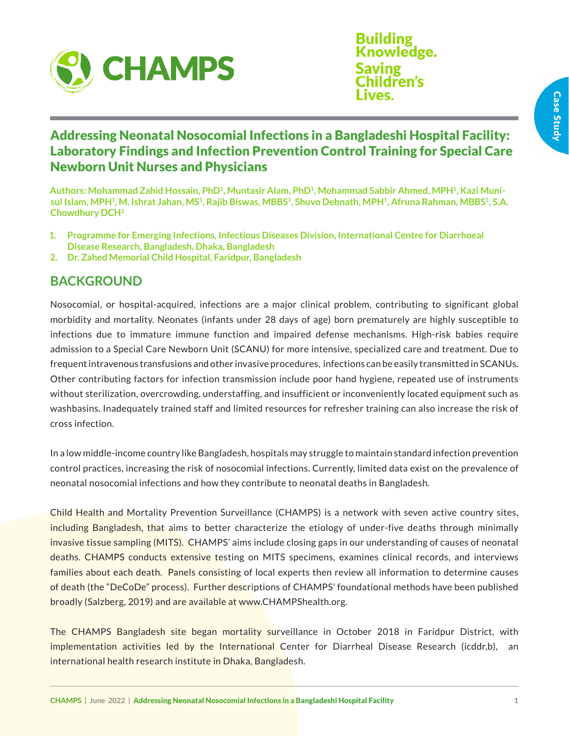CHAMPS

Building Knowledge. Saving Children's Lives.

Case Study

# Addressing Neonatal Nosocomial Infections in a Bangladeshi Hospital Facility: Laboratory Findings and Infection Prevention Control Training for Special Care Newborn Unit Nurses and Physicians

**Authors: Mohammad Zahid Hossain, PhD[1], Muntasir Alam, PhD[1], Mohammad Sabbir Ahmed, MPH[1], Kazi Munisul Islam, MPH[1], M. Ishrat Jahan, MS[1], Rajib Biswas, MBBS[1], Shuvo Debnath, MPH[1], Afruna Rahman, MBBS[1], S.A. Chowdhury DCH[2]**

1. **Programme for Emerging Infections, Infectious Diseases Division, International Centre for Diarrhoeal Disease Research, Bangladesh, Dhaka, Bangladesh**
2. **Dr. Zahed Memorial Child Hospital, Faridpur, Bangladesh**

## BACKGROUND

Nosocomial, or hospital-acquired, infections are a major clinical problem, contributing to significant global morbidity and mortality. Neonates (infants under 28 days of age) born prematurely are highly susceptible to infections due to immature immune function and impaired defense mechanisms. High-risk babies require admission to a Special Care Newborn Unit (SCANU) for more intensive, specialized care and treatment. Due to frequent intravenous transfusions and other invasive procedures, infections can be easily transmitted in SCANUs. Other contributing factors for infection transmission include poor hand hygiene, repeated use of instruments without sterilization, overcrowding, understaffing, and insufficient or inconveniently located equipment such as washbasins. Inadequately trained staff and limited resources for refresher training can also increase the risk of cross infection.

In a low middle-income country like Bangladesh, hospitals may struggle to maintain standard infection prevention control practices, increasing the risk of nosocomial infections. Currently, limited data exist on the prevalence of neonatal nosocomial infections and how they contribute to neonatal deaths in Bangladesh.

Child Health and Mortality Prevention Surveillance (CHAMPS) is a network with seven active country sites, including Bangladesh, that aims to better characterize the etiology of under-five deaths through minimally invasive tissue sampling (MITS). CHAMPS' aims include closing gaps in our understanding of causes of neonatal deaths. CHAMPS conducts extensive testing on MITS specimens, examines clinical records, and interviews families about each death. Panels consisting of local experts then review all information to determine causes of death (the "DeCoDe" process). Further descriptions of CHAMPS' foundational methods have been published broadly (Salzberg, 2019) and are available at www.CHAMPShealth.org.

The CHAMPS Bangladesh site began mortality surveillance in October 2018 in Faridpur District, with implementation activities led by the International Center for Diarrheal Disease Research (icddr,b), an international health research institute in Dhaka, Bangladesh.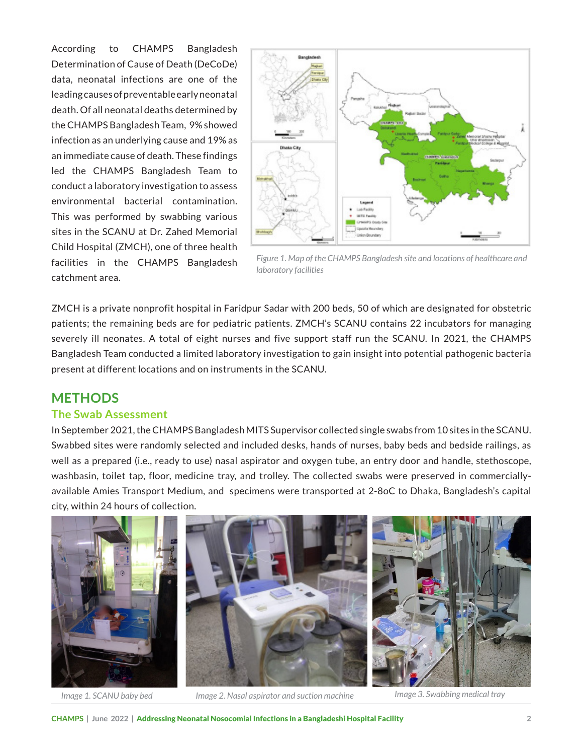According to CHAMPS Bangladesh Determination of Cause of Death (DeCoDe) data, neonatal infections are one of the leading causes of preventable early neonatal death. Of all neonatal deaths determined by the CHAMPS Bangladesh Team, 9% showed infection as an underlying cause and 19% as an immediate cause of death. These findings led the CHAMPS Bangladesh Team to conduct a laboratory investigation to assess environmental bacterial contamination. This was performed by swabbing various sites in the SCANU at Dr. Zahed Memorial Child Hospital (ZMCH), one of three health facilities in the CHAMPS Bangladesh catchment area.

*Figure 1. Map of the CHAMPS Bangladesh site and locations of healthcare and laboratory facilities*

ZMCH is a private nonprofit hospital in Faridpur Sadar with 200 beds, 50 of which are designated for obstetric patients; the remaining beds are for pediatric patients. ZMCH's SCANU contains 22 incubators for managing severely ill neonates. A total of eight nurses and five support staff run the SCANU. In 2021, the CHAMPS Bangladesh Team conducted a limited laboratory investigation to gain insight into potential pathogenic bacteria present at different locations and on instruments in the SCANU.

## METHODS

### The Swab Assessment

In September 2021, the CHAMPS Bangladesh MITS Supervisor collected single swabs from 10 sites in the SCANU. Swabbed sites were randomly selected and included desks, hands of nurses, baby beds and bedside railings, as well as a prepared (i.e., ready to use) nasal aspirator and oxygen tube, an entry door and handle, stethoscope, washbasin, toilet tap, floor, medicine tray, and trolley. The collected swabs were preserved in commercially-available Amies Transport Medium, and specimens were transported at 2-8oC to Dhaka, Bangladesh's capital city, within 24 hours of collection.

*Image 1. SCANU baby bed*

*Image 2. Nasal aspirator and suction machine*

*Image 3. Swabbing medical tray*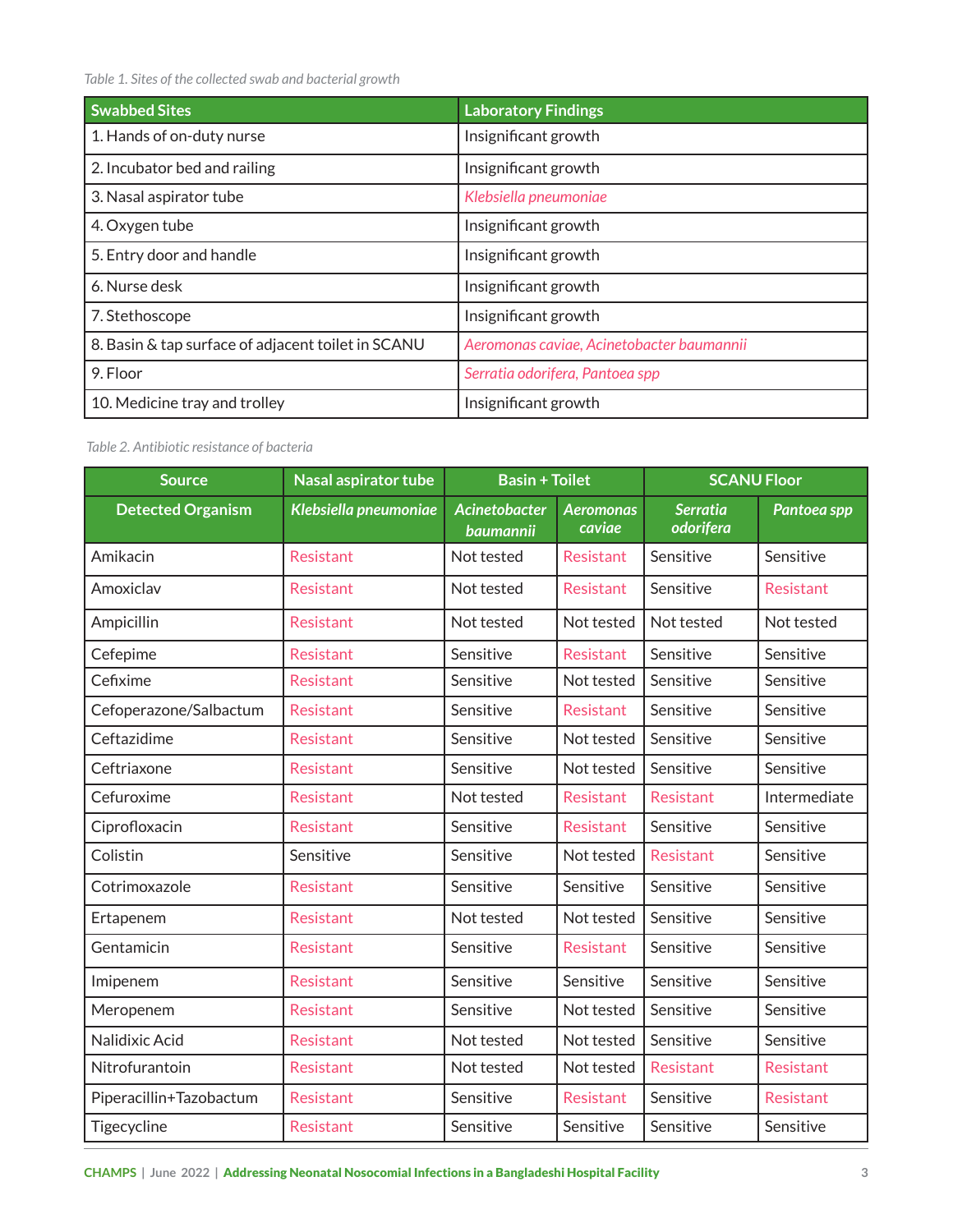*Table 1. Sites of the collected swab and bacterial growth*

| Swabbed Sites | Laboratory Findings |
|---|---|
| 1. Hands of on-duty nurse | Insignificant growth |
| 2. Incubator bed and railing | Insignificant growth |
| 3. Nasal aspirator tube | *Klebsiella pneumoniae* |
| 4. Oxygen tube | Insignificant growth |
| 5. Entry door and handle | Insignificant growth |
| 6. Nurse desk | Insignificant growth |
| 7. Stethoscope | Insignificant growth |
| 8. Basin & tap surface of adjacent toilet in SCANU | *Aeromonas caviae, Acinetobacter baumannii* |
| 9. Floor | *Serratia odorifera, Pantoea spp* |
| 10. Medicine tray and trolley | Insignificant growth |

*Table 2. Antibiotic resistance of bacteria*

| Source | Nasal aspirator tube | Basin + Toilet | | SCANU Floor | |
|---|---|---|---|---|---|
| Detected Organism | *Klebsiella pneumoniae* | *Acinetobacter baumannii* | *Aeromonas caviae* | *Serratia odorifera* | *Pantoea spp* |
| Amikacin | Resistant | Not tested | Resistant | Sensitive | Sensitive |
| Amoxiclav | Resistant | Not tested | Resistant | Sensitive | Resistant |
| Ampicillin | Resistant | Not tested | Not tested | Not tested | Not tested |
| Cefepime | Resistant | Sensitive | Resistant | Sensitive | Sensitive |
| Cefixime | Resistant | Sensitive | Not tested | Sensitive | Sensitive |
| Cefoperazone/Salbactum | Resistant | Sensitive | Resistant | Sensitive | Sensitive |
| Ceftazidime | Resistant | Sensitive | Not tested | Sensitive | Sensitive |
| Ceftriaxone | Resistant | Sensitive | Not tested | Sensitive | Sensitive |
| Cefuroxime | Resistant | Not tested | Resistant | Resistant | Intermediate |
| Ciprofloxacin | Resistant | Sensitive | Resistant | Sensitive | Sensitive |
| Colistin | Sensitive | Sensitive | Not tested | Resistant | Sensitive |
| Cotrimoxazole | Resistant | Sensitive | Sensitive | Sensitive | Sensitive |
| Ertapenem | Resistant | Not tested | Not tested | Sensitive | Sensitive |
| Gentamicin | Resistant | Sensitive | Resistant | Sensitive | Sensitive |
| Imipenem | Resistant | Sensitive | Sensitive | Sensitive | Sensitive |
| Meropenem | Resistant | Sensitive | Not tested | Sensitive | Sensitive |
| Nalidixic Acid | Resistant | Not tested | Not tested | Sensitive | Sensitive |
| Nitrofurantoin | Resistant | Not tested | Not tested | Resistant | Resistant |
| Piperacillin+Tazobactum | Resistant | Sensitive | Resistant | Sensitive | Resistant |
| Tigecycline | Resistant | Sensitive | Sensitive | Sensitive | Sensitive |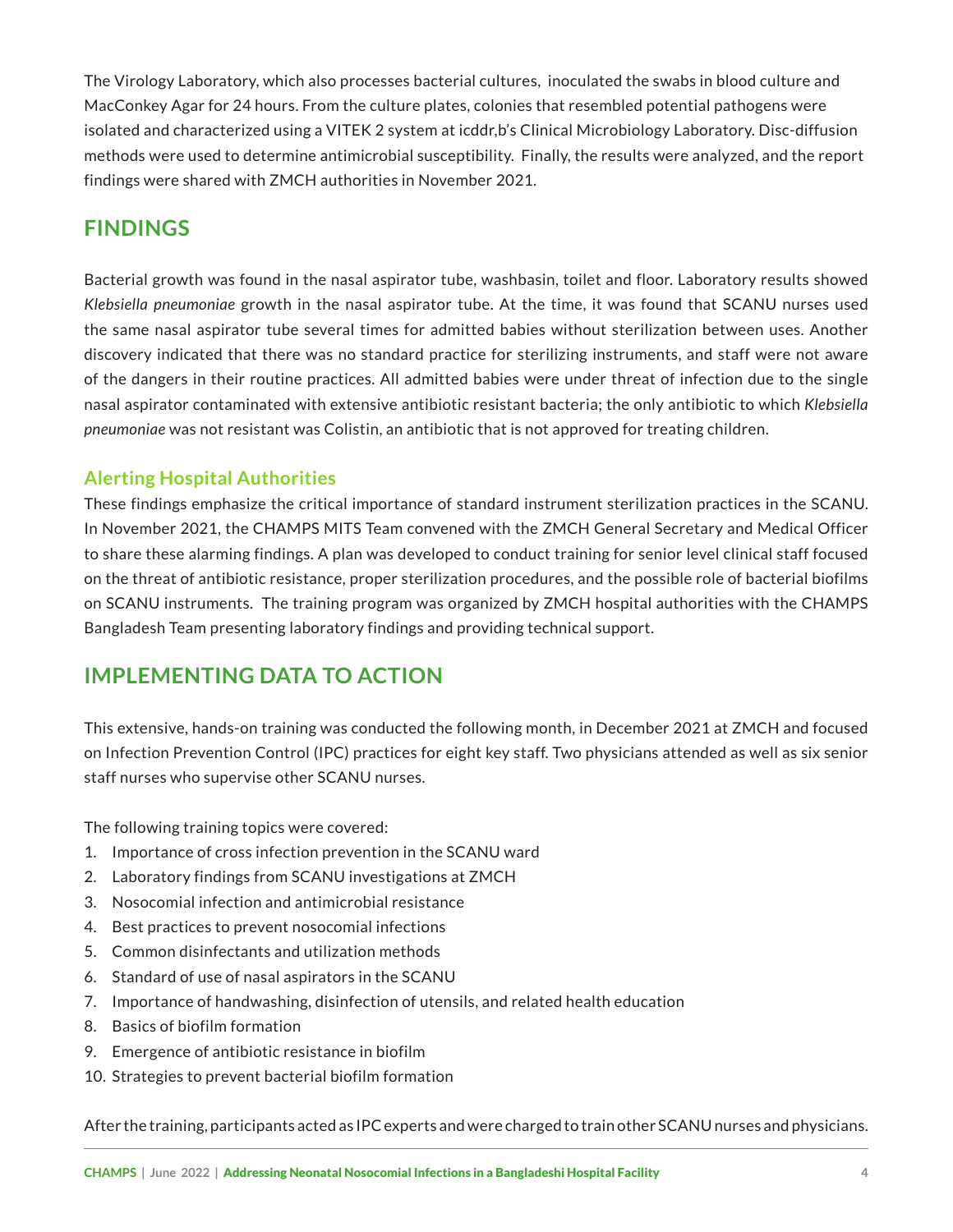The Virology Laboratory, which also processes bacterial cultures, inoculated the swabs in blood culture and MacConkey Agar for 24 hours. From the culture plates, colonies that resembled potential pathogens were isolated and characterized using a VITEK 2 system at icddr,b's Clinical Microbiology Laboratory. Disc-diffusion methods were used to determine antimicrobial susceptibility. Finally, the results were analyzed, and the report findings were shared with ZMCH authorities in November 2021.

## FINDINGS

Bacterial growth was found in the nasal aspirator tube, washbasin, toilet and floor. Laboratory results showed *Klebsiella pneumoniae* growth in the nasal aspirator tube. At the time, it was found that SCANU nurses used the same nasal aspirator tube several times for admitted babies without sterilization between uses. Another discovery indicated that there was no standard practice for sterilizing instruments, and staff were not aware of the dangers in their routine practices. All admitted babies were under threat of infection due to the single nasal aspirator contaminated with extensive antibiotic resistant bacteria; the only antibiotic to which *Klebsiella pneumoniae* was not resistant was Colistin, an antibiotic that is not approved for treating children.

### Alerting Hospital Authorities

These findings emphasize the critical importance of standard instrument sterilization practices in the SCANU. In November 2021, the CHAMPS MITS Team convened with the ZMCH General Secretary and Medical Officer to share these alarming findings. A plan was developed to conduct training for senior level clinical staff focused on the threat of antibiotic resistance, proper sterilization procedures, and the possible role of bacterial biofilms on SCANU instruments. The training program was organized by ZMCH hospital authorities with the CHAMPS Bangladesh Team presenting laboratory findings and providing technical support.

## IMPLEMENTING DATA TO ACTION

This extensive, hands-on training was conducted the following month, in December 2021 at ZMCH and focused on Infection Prevention Control (IPC) practices for eight key staff. Two physicians attended as well as six senior staff nurses who supervise other SCANU nurses.

The following training topics were covered:

1. Importance of cross infection prevention in the SCANU ward
2. Laboratory findings from SCANU investigations at ZMCH
3. Nosocomial infection and antimicrobial resistance
4. Best practices to prevent nosocomial infections
5. Common disinfectants and utilization methods
6. Standard of use of nasal aspirators in the SCANU
7. Importance of handwashing, disinfection of utensils, and related health education
8. Basics of biofilm formation
9. Emergence of antibiotic resistance in biofilm
10. Strategies to prevent bacterial biofilm formation

After the training, participants acted as IPC experts and were charged to train other SCANU nurses and physicians.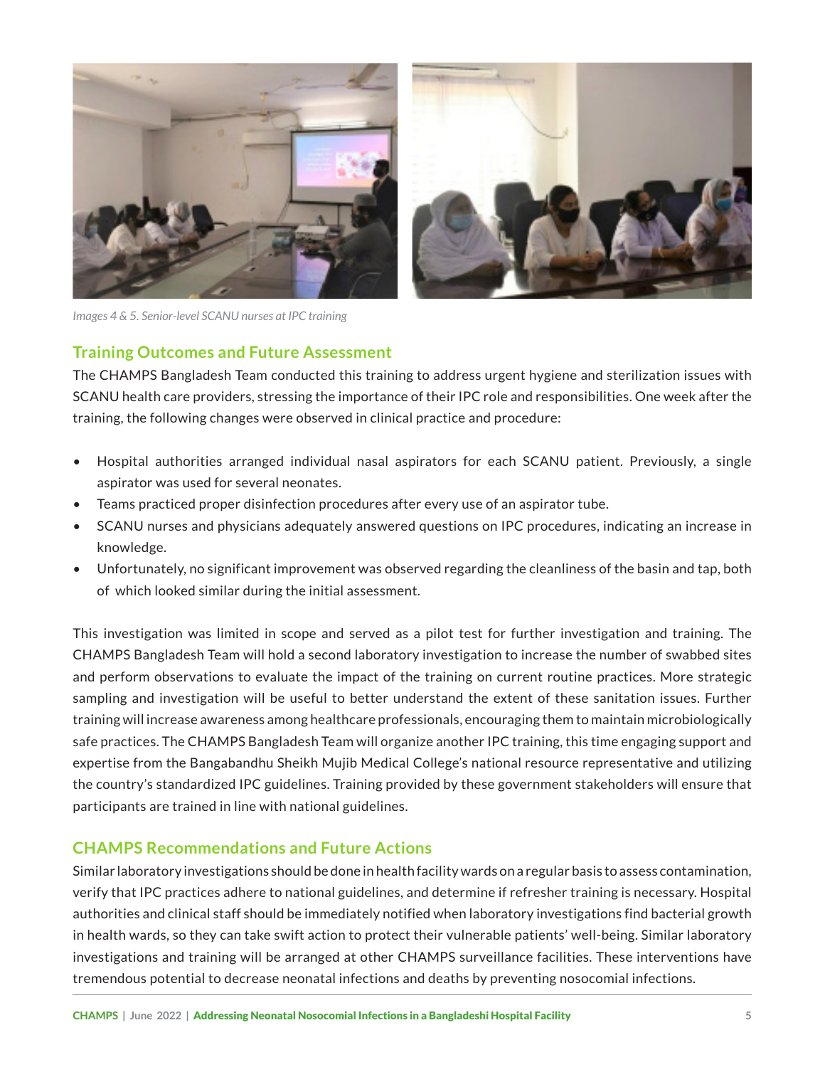*Images 4 & 5. Senior-level SCANU nurses at IPC training*

## Training Outcomes and Future Assessment

The CHAMPS Bangladesh Team conducted this training to address urgent hygiene and sterilization issues with SCANU health care providers, stressing the importance of their IPC role and responsibilities. One week after the training, the following changes were observed in clinical practice and procedure:

- Hospital authorities arranged individual nasal aspirators for each SCANU patient. Previously, a single aspirator was used for several neonates.
- Teams practiced proper disinfection procedures after every use of an aspirator tube.
- SCANU nurses and physicians adequately answered questions on IPC procedures, indicating an increase in knowledge.
- Unfortunately, no significant improvement was observed regarding the cleanliness of the basin and tap, both of which looked similar during the initial assessment.

This investigation was limited in scope and served as a pilot test for further investigation and training. The CHAMPS Bangladesh Team will hold a second laboratory investigation to increase the number of swabbed sites and perform observations to evaluate the impact of the training on current routine practices. More strategic sampling and investigation will be useful to better understand the extent of these sanitation issues. Further training will increase awareness among healthcare professionals, encouraging them to maintain microbiologically safe practices. The CHAMPS Bangladesh Team will organize another IPC training, this time engaging support and expertise from the Bangabandhu Sheikh Mujib Medical College's national resource representative and utilizing the country's standardized IPC guidelines. Training provided by these government stakeholders will ensure that participants are trained in line with national guidelines.

## CHAMPS Recommendations and Future Actions

Similar laboratory investigations should be done in health facility wards on a regular basis to assess contamination, verify that IPC practices adhere to national guidelines, and determine if refresher training is necessary. Hospital authorities and clinical staff should be immediately notified when laboratory investigations find bacterial growth in health wards, so they can take swift action to protect their vulnerable patients' well-being. Similar laboratory investigations and training will be arranged at other CHAMPS surveillance facilities. These interventions have tremendous potential to decrease neonatal infections and deaths by preventing nosocomial infections.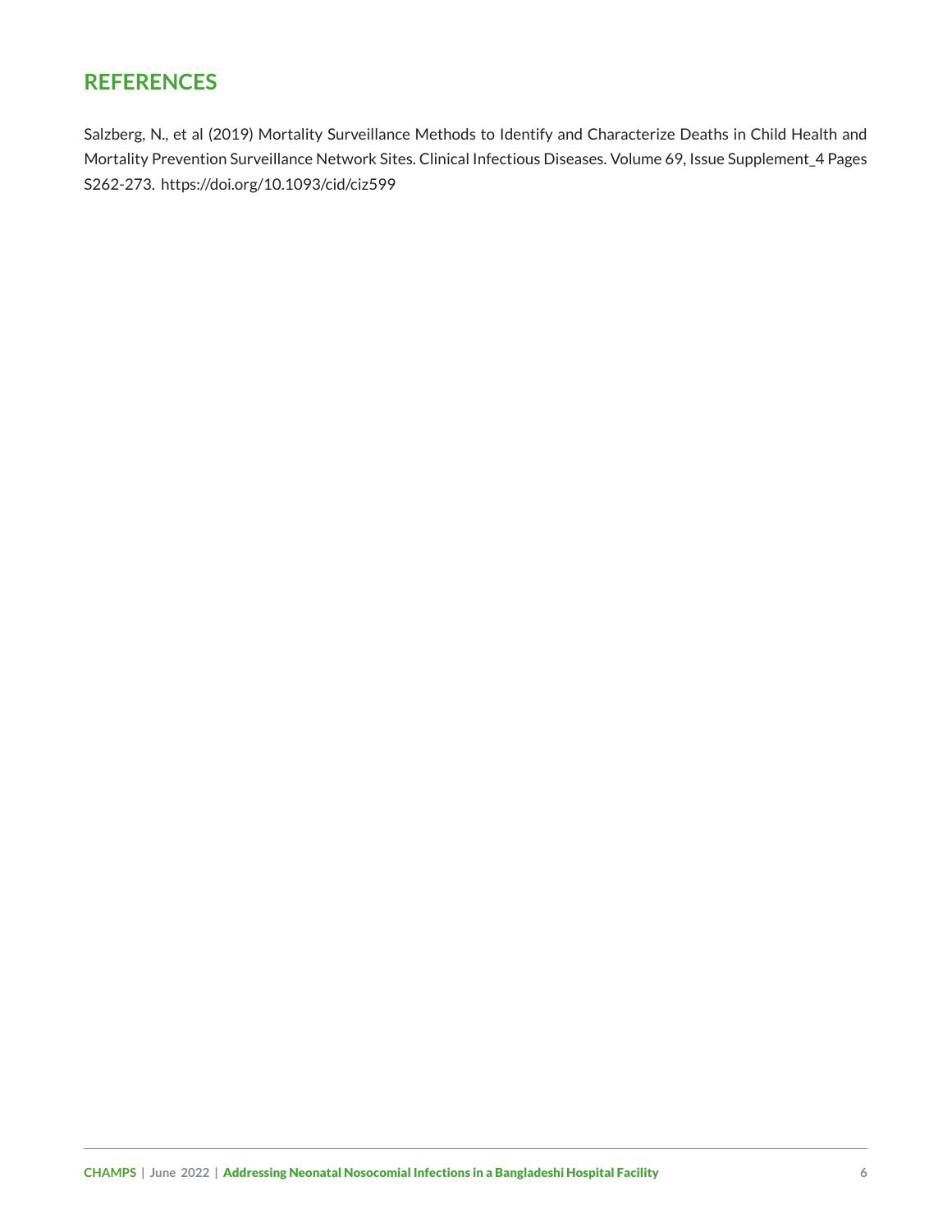## REFERENCES

Salzberg, N., et al (2019) Mortality Surveillance Methods to Identify and Characterize Deaths in Child Health and Mortality Prevention Surveillance Network Sites. Clinical Infectious Diseases. Volume 69, Issue Supplement_4 Pages S262-273. https://doi.org/10.1093/cid/ciz599